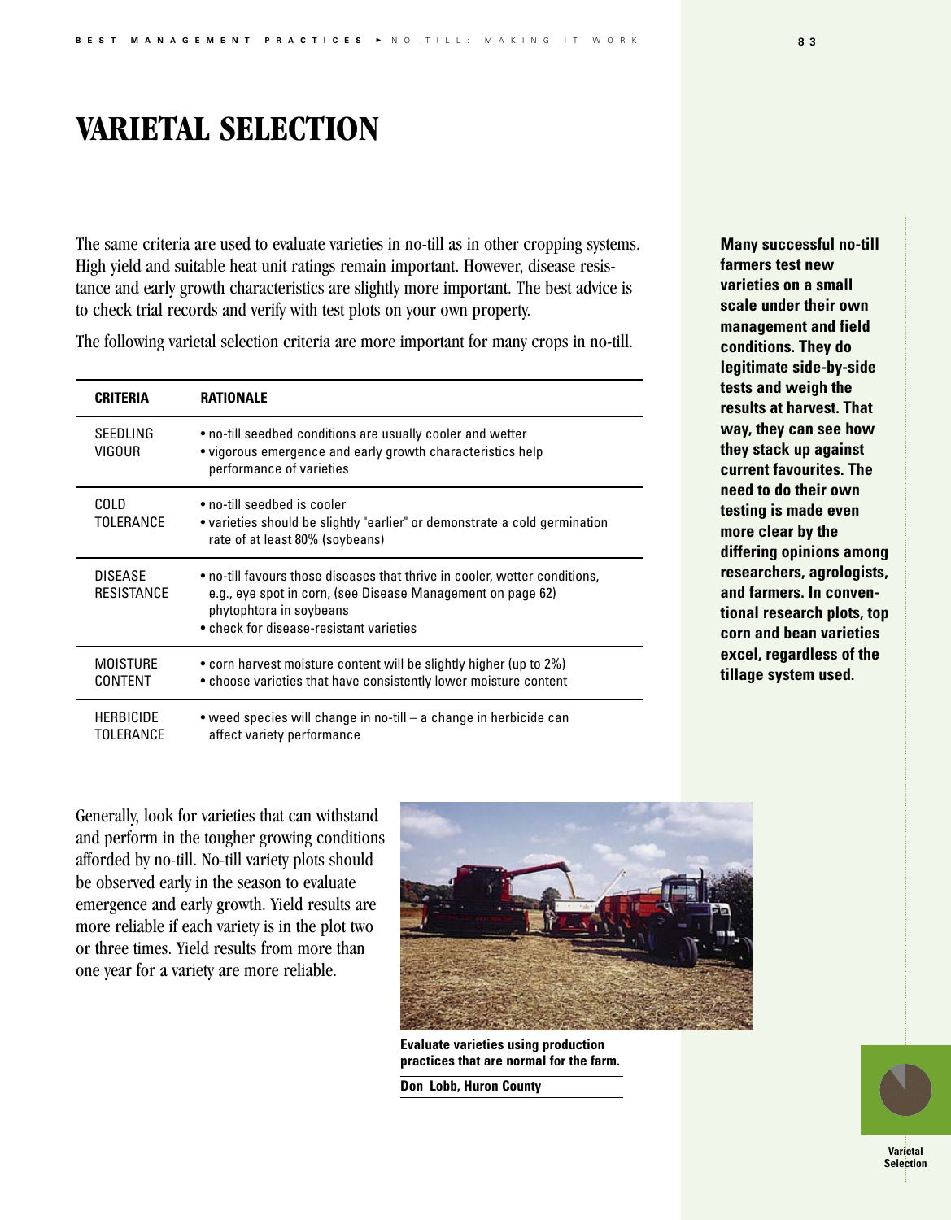# VARIETAL SELECTION

The same criteria are used to evaluate varieties in no-till as in other cropping systems. High yield and suitable heat unit ratings remain important. However, disease resistance and early growth characteristics are slightly more important. The best advice is to check trial records and verify with test plots on your own property.

The following varietal selection criteria are more important for many crops in no-till.

| CRITERIA | RATIONALE |
|---|---|
| SEEDLING VIGOUR | • no-till seedbed conditions are usually cooler and wetter<br>• vigorous emergence and early growth characteristics help performance of varieties |
| COLD TOLERANCE | • no-till seedbed is cooler<br>• varieties should be slightly "earlier" or demonstrate a cold germination rate of at least 80% (soybeans) |
| DISEASE RESISTANCE | • no-till favours those diseases that thrive in cooler, wetter conditions, e.g., eye spot in corn, (see Disease Management on page 62) phytophtora in soybeans<br>• check for disease-resistant varieties |
| MOISTURE CONTENT | • corn harvest moisture content will be slightly higher (up to 2%)<br>• choose varieties that have consistently lower moisture content |
| HERBICIDE TOLERANCE | • weed species will change in no-till – a change in herbicide can affect variety performance |

Generally, look for varieties that can withstand and perform in the tougher growing conditions afforded by no-till. No-till variety plots should be observed early in the season to evaluate emergence and early growth. Yield results are more reliable if each variety is in the plot two or three times. Yield results from more than one year for a variety are more reliable.

**Evaluate varieties using production practices that are normal for the farm.**

**Don Lobb, Huron County**

**Many successful no-till farmers test new varieties on a small scale under their own management and field conditions. They do legitimate side-by-side tests and weigh the results at harvest. That way, they can see how they stack up against current favourites. The need to do their own testing is made even more clear by the differing opinions among researchers, agrologists, and farmers. In conventional research plots, top corn and bean varieties excel, regardless of the tillage system used.**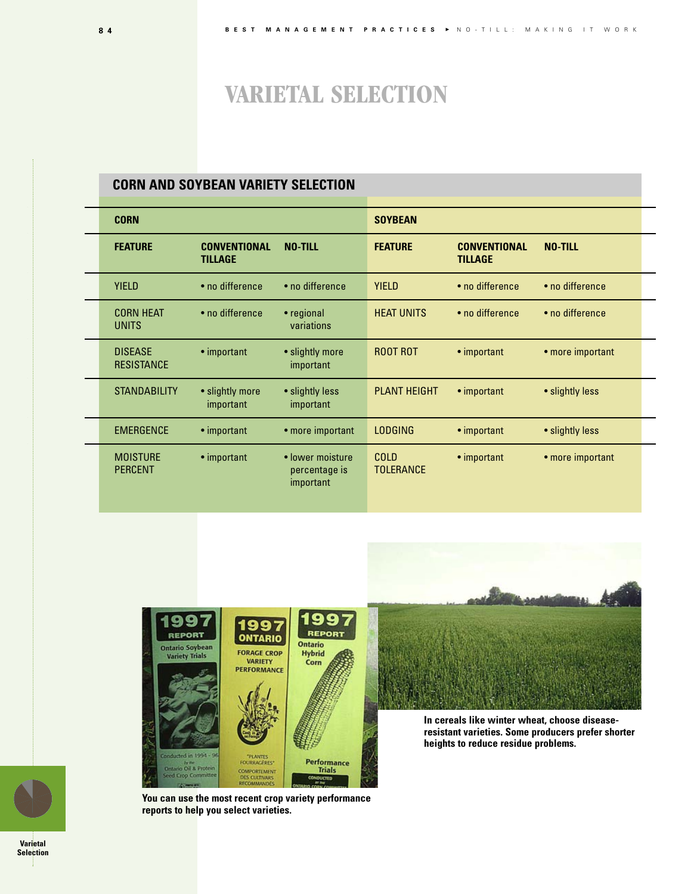# VARIETAL SELECTION

## CORN AND SOYBEAN VARIETY SELECTION

| CORN | | | SOYBEAN | | |
|---|---|---|---|---|---|
| **FEATURE** | **CONVENTIONAL TILLAGE** | **NO-TILL** | **FEATURE** | **CONVENTIONAL TILLAGE** | **NO-TILL** |
| YIELD | • no difference | • no difference | YIELD | • no difference | • no difference |
| CORN HEAT UNITS | • no difference | • regional variations | HEAT UNITS | • no difference | • no difference |
| DISEASE RESISTANCE | • important | • slightly more important | ROOT ROT | • important | • more important |
| STANDABILITY | • slightly more important | • slightly less important | PLANT HEIGHT | • important | • slightly less |
| EMERGENCE | • important | • more important | LODGING | • important | • slightly less |
| MOISTURE PERCENT | • important | • lower moisture percentage is important | COLD TOLERANCE | • important | • more important |

You can use the most recent crop variety performance reports to help you select varieties.

In cereals like winter wheat, choose disease-resistant varieties. Some producers prefer shorter heights to reduce residue problems.